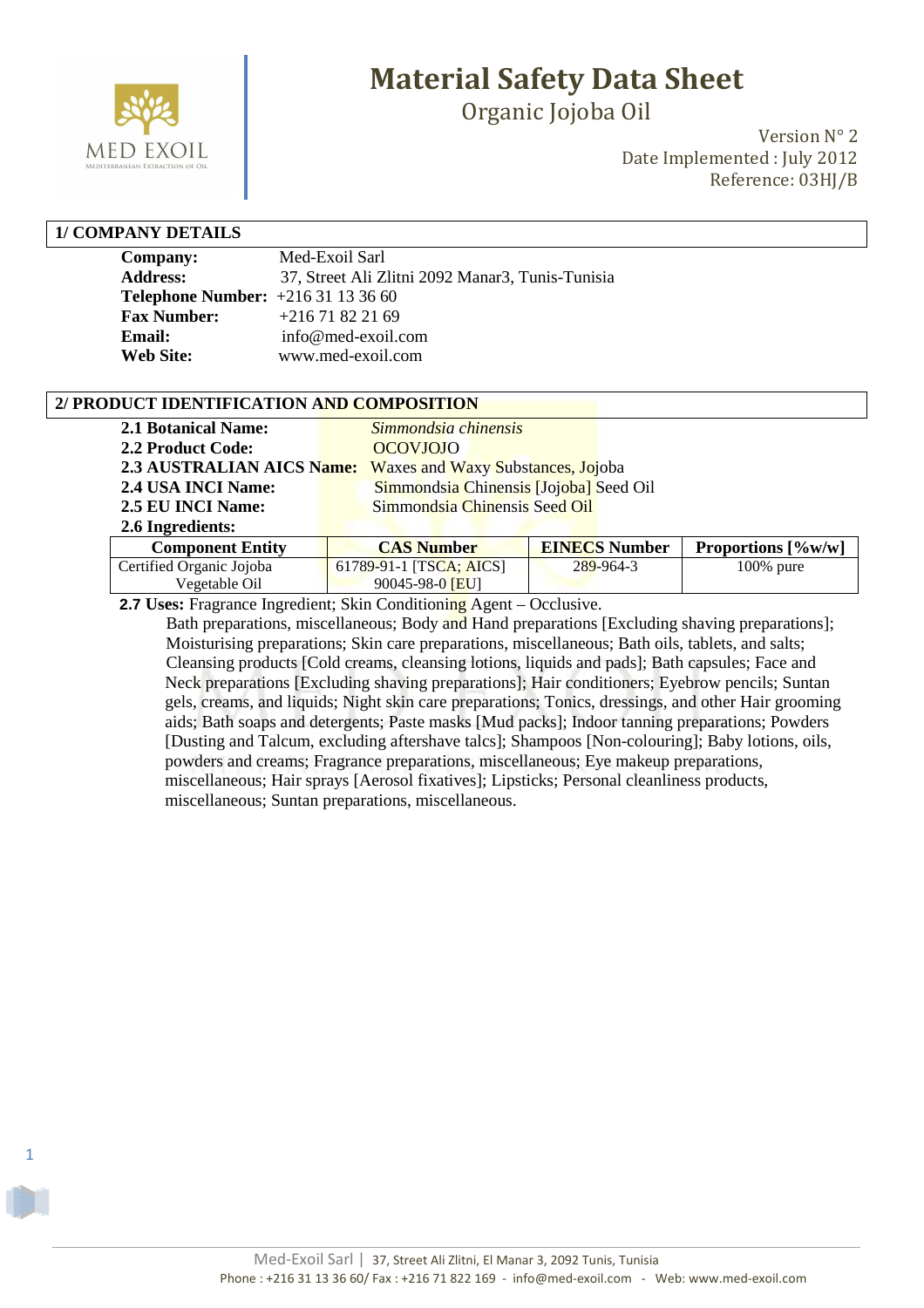# Material Safety Data Sheet

## Organic Jojoba Oil

Version N° 2
Date Implemented : July 2012
Reference: 03HJ/B

## 1/ COMPANY DETAILS

**Company:** Med-Exoil Sarl
**Address:** 37, Street Ali Zlitni 2092 Manar3, Tunis-Tunisia
**Telephone Number:** +216 31 13 36 60
**Fax Number:** +216 71 82 21 69
**Email:** info@med-exoil.com
**Web Site:** www.med-exoil.com

## 2/ PRODUCT IDENTIFICATION AND COMPOSITION

**2.1 Botanical Name:** *Simmondsia chinensis*
**2.2 Product Code:** OCOVJOJO
**2.3 AUSTRALIAN AICS Name:** Waxes and Waxy Substances, Jojoba
**2.4 USA INCI Name:** Simmondsia Chinensis [Jojoba] Seed Oil
**2.5 EU INCI Name:** Simmondsia Chinensis Seed Oil
**2.6 Ingredients:**

| Component Entity | CAS Number | EINECS Number | Proportions [%w/w] |
|---|---|---|---|
| Certified Organic Jojoba Vegetable Oil | 61789-91-1 [TSCA; AICS] 90045-98-0 [EU] | 289-964-3 | 100% pure |

**2.7 Uses:** Fragrance Ingredient; Skin Conditioning Agent – Occlusive.
Bath preparations, miscellaneous; Body and Hand preparations [Excluding shaving preparations]; Moisturising preparations; Skin care preparations, miscellaneous; Bath oils, tablets, and salts; Cleansing products [Cold creams, cleansing lotions, liquids and pads]; Bath capsules; Face and Neck preparations [Excluding shaving preparations]; Hair conditioners; Eyebrow pencils; Suntan gels, creams, and liquids; Night skin care preparations; Tonics, dressings, and other Hair grooming aids; Bath soaps and detergents; Paste masks [Mud packs]; Indoor tanning preparations; Powders [Dusting and Talcum, excluding aftershave talcs]; Shampoos [Non-colouring]; Baby lotions, oils, powders and creams; Fragrance preparations, miscellaneous; Eye makeup preparations, miscellaneous; Hair sprays [Aerosol fixatives]; Lipsticks; Personal cleanliness products, miscellaneous; Suntan preparations, miscellaneous.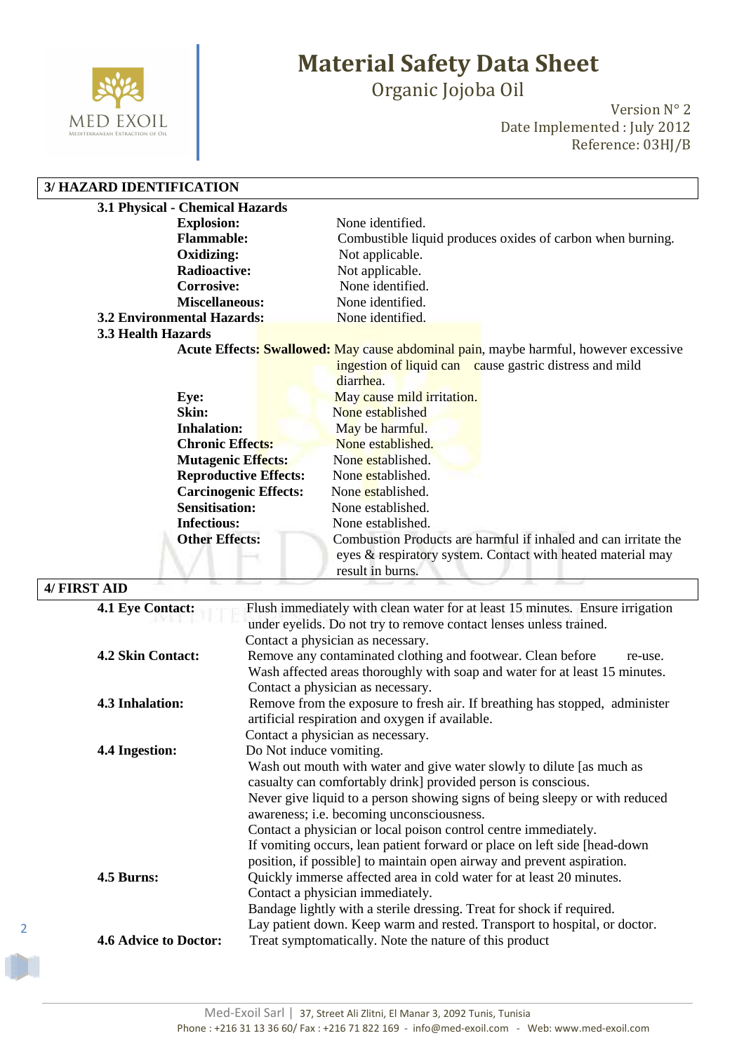## 3/ HAZARD IDENTIFICATION

### 3.1 Physical - Chemical Hazards

**Explosion:** None identified.

**Flammable:** Combustible liquid produces oxides of carbon when burning.

**Oxidizing:** Not applicable.

**Radioactive:** Not applicable.

**Corrosive:** None identified.

**Miscellaneous:** None identified.

### 3.2 Environmental Hazards: None identified.

### 3.3 Health Hazards

**Acute Effects: Swallowed:** May cause abdominal pain, maybe harmful, however excessive ingestion of liquid can cause gastric distress and mild diarrhea.

**Eye:** May cause mild irritation.

**Skin:** None established

**Inhalation:** May be harmful.

**Chronic Effects:** None established.

**Mutagenic Effects:** None established.

**Reproductive Effects:** None established.

**Carcinogenic Effects:** None established.

**Sensitisation:** None established.

**Infectious:** None established.

**Other Effects:** Combustion Products are harmful if inhaled and can irritate the eyes & respiratory system. Contact with heated material may result in burns.

## 4/ FIRST AID

**4.1 Eye Contact:** Flush immediately with clean water for at least 15 minutes. Ensure irrigation under eyelids. Do not try to remove contact lenses unless trained.
Contact a physician as necessary.

**4.2 Skin Contact:** Remove any contaminated clothing and footwear. Clean before re-use.
Wash affected areas thoroughly with soap and water for at least 15 minutes.
Contact a physician as necessary.

**4.3 Inhalation:** Remove from the exposure to fresh air. If breathing has stopped, administer artificial respiration and oxygen if available.
Contact a physician as necessary.

**4.4 Ingestion:** Do Not induce vomiting.
Wash out mouth with water and give water slowly to dilute [as much as casualty can comfortably drink] provided person is conscious.
Never give liquid to a person showing signs of being sleepy or with reduced awareness; i.e. becoming unconsciousness.
Contact a physician or local poison control centre immediately.
If vomiting occurs, lean patient forward or place on left side [head-down position, if possible] to maintain open airway and prevent aspiration.

**4.5 Burns:** Quickly immerse affected area in cold water for at least 20 minutes.
Contact a physician immediately.
Bandage lightly with a sterile dressing. Treat for shock if required.
Lay patient down. Keep warm and rested. Transport to hospital, or doctor.

**4.6 Advice to Doctor:** Treat symptomatically. Note the nature of this product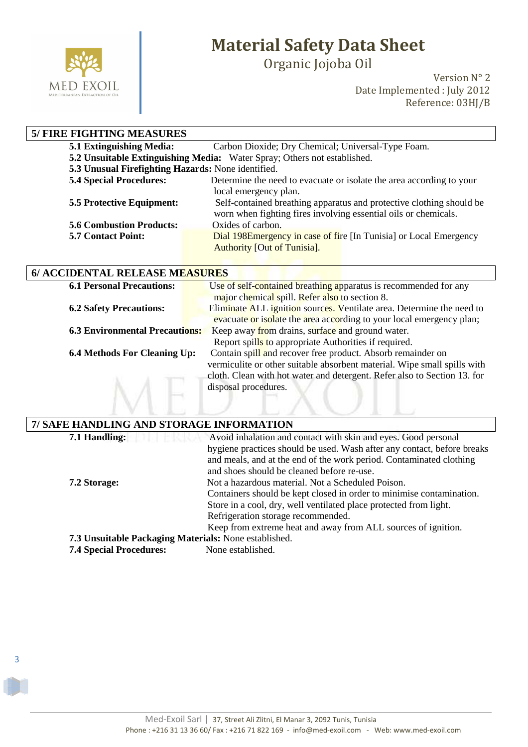## 5/ FIRE FIGHTING MEASURES

**5.1 Extinguishing Media:** Carbon Dioxide; Dry Chemical; Universal-Type Foam.

**5.2 Unsuitable Extinguishing Media:** Water Spray; Others not established.

**5.3 Unusual Firefighting Hazards:** None identified.

**5.4 Special Procedures:** Determine the need to evacuate or isolate the area according to your local emergency plan.

**5.5 Protective Equipment:** Self-contained breathing apparatus and protective clothing should be worn when fighting fires involving essential oils or chemicals.

**5.6 Combustion Products:** Oxides of carbon.

**5.7 Contact Point:** Dial 198Emergency in case of fire [In Tunisia] or Local Emergency Authority [Out of Tunisia].

## 6/ ACCIDENTAL RELEASE MEASURES

**6.1 Personal Precautions:** Use of self-contained breathing apparatus is recommended for any major chemical spill. Refer also to section 8.

**6.2 Safety Precautions:** Eliminate ALL ignition sources. Ventilate area. Determine the need to evacuate or isolate the area according to your local emergency plan;

**6.3 Environmental Precautions:** Keep away from drains, surface and ground water. Report spills to appropriate Authorities if required.

**6.4 Methods For Cleaning Up:** Contain spill and recover free product. Absorb remainder on vermiculite or other suitable absorbent material. Wipe small spills with cloth. Clean with hot water and detergent. Refer also to Section 13. for disposal procedures.

## 7/ SAFE HANDLING AND STORAGE INFORMATION

**7.1 Handling:** Avoid inhalation and contact with skin and eyes. Good personal hygiene practices should be used. Wash after any contact, before breaks and meals, and at the end of the work period. Contaminated clothing and shoes should be cleaned before re-use.

**7.2 Storage:** Not a hazardous material. Not a Scheduled Poison. Containers should be kept closed in order to minimise contamination. Store in a cool, dry, well ventilated place protected from light. Refrigeration storage recommended. Keep from extreme heat and away from ALL sources of ignition.

**7.3 Unsuitable Packaging Materials:** None established.

**7.4 Special Procedures:** None established.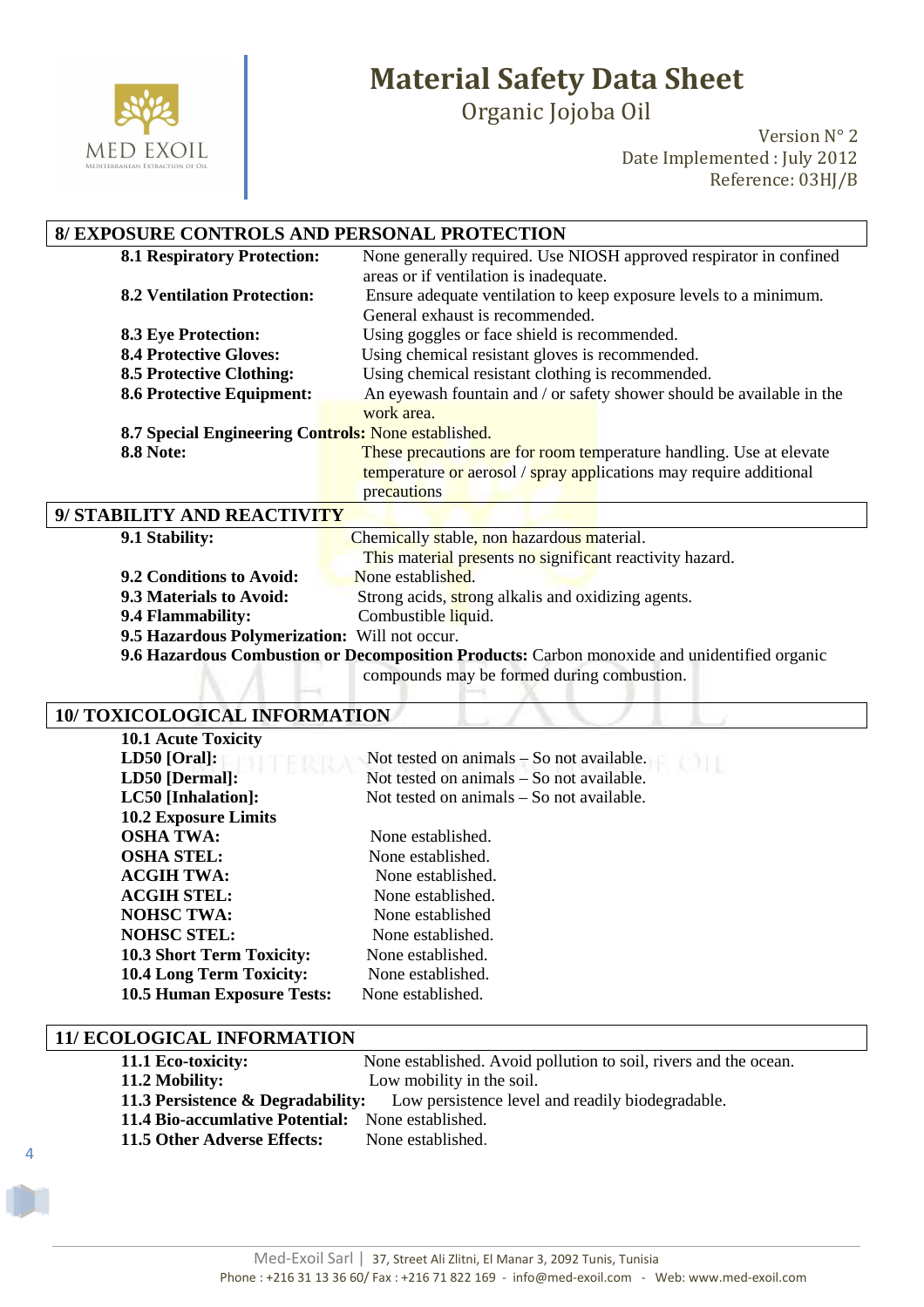## 8/ EXPOSURE CONTROLS AND PERSONAL PROTECTION

**8.1 Respiratory Protection:** None generally required. Use NIOSH approved respirator in confined areas or if ventilation is inadequate.

**8.2 Ventilation Protection:** Ensure adequate ventilation to keep exposure levels to a minimum. General exhaust is recommended.

**8.3 Eye Protection:** Using goggles or face shield is recommended.

**8.4 Protective Gloves:** Using chemical resistant gloves is recommended.

**8.5 Protective Clothing:** Using chemical resistant clothing is recommended.

**8.6 Protective Equipment:** An eyewash fountain and / or safety shower should be available in the work area.

**8.7 Special Engineering Controls:** None established.

**8.8 Note:** These precautions are for room temperature handling. Use at elevate temperature or aerosol / spray applications may require additional precautions

## 9/ STABILITY AND REACTIVITY

**9.1 Stability:** Chemically stable, non hazardous material. This material presents no significant reactivity hazard.

**9.2 Conditions to Avoid:** None established.

**9.3 Materials to Avoid:** Strong acids, strong alkalis and oxidizing agents.

**9.4 Flammability:** Combustible liquid.

**9.5 Hazardous Polymerization:** Will not occur.

**9.6 Hazardous Combustion or Decomposition Products:** Carbon monoxide and unidentified organic compounds may be formed during combustion.

## 10/ TOXICOLOGICAL INFORMATION

**10.1 Acute Toxicity**

**LD50 [Oral]:** Not tested on animals – So not available.

**LD50 [Dermal]:** Not tested on animals – So not available.

**LC50 [Inhalation]:** Not tested on animals – So not available.

**10.2 Exposure Limits**

**OSHA TWA:** None established.

**OSHA STEL:** None established.

**ACGIH TWA:** None established.

**ACGIH STEL:** None established.

**NOHSC TWA:** None established

**NOHSC STEL:** None established.

**10.3 Short Term Toxicity:** None established.

**10.4 Long Term Toxicity:** None established.

**10.5 Human Exposure Tests:** None established.

## 11/ ECOLOGICAL INFORMATION

**11.1 Eco-toxicity:** None established. Avoid pollution to soil, rivers and the ocean.

**11.2 Mobility:** Low mobility in the soil.

**11.3 Persistence & Degradability:** Low persistence level and readily biodegradable.

**11.4 Bio-accumlative Potential:** None established.

**11.5 Other Adverse Effects:** None established.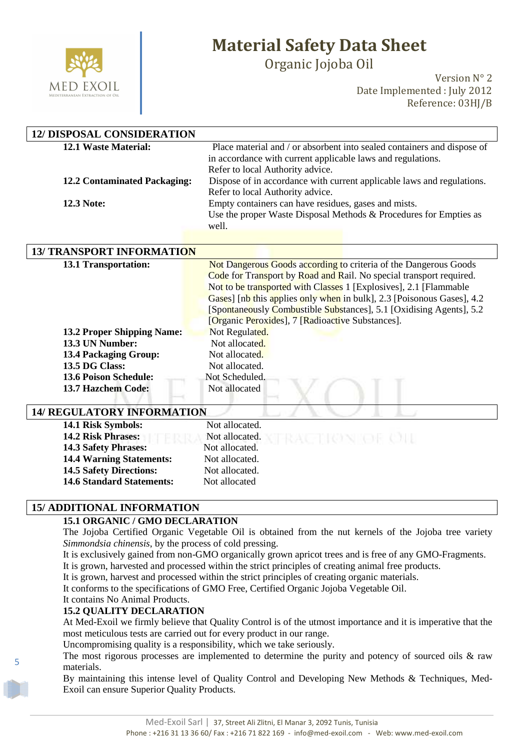## 12/ DISPOSAL CONSIDERATION

**12.1 Waste Material:** Place material and / or absorbent into sealed containers and dispose of in accordance with current applicable laws and regulations. Refer to local Authority advice.

**12.2 Contaminated Packaging:** Dispose of in accordance with current applicable laws and regulations. Refer to local Authority advice.

**12.3 Note:** Empty containers can have residues, gases and mists. Use the proper Waste Disposal Methods & Procedures for Empties as well.

## 13/ TRANSPORT INFORMATION

**13.1 Transportation:** Not Dangerous Goods according to criteria of the Dangerous Goods Code for Transport by Road and Rail. No special transport required. Not to be transported with Classes 1 [Explosives], 2.1 [Flammable Gases] [nb this applies only when in bulk], 2.3 [Poisonous Gases], 4.2 [Spontaneously Combustible Substances], 5.1 [Oxidising Agents], 5.2 [Organic Peroxides], 7 [Radioactive Substances].

**13.2 Proper Shipping Name:** Not Regulated.

**13.3 UN Number:** Not allocated.

**13.4 Packaging Group:** Not allocated.

**13.5 DG Class:** Not allocated.

**13.6 Poison Schedule:** Not Scheduled.

**13.7 Hazchem Code:** Not allocated

## 14/ REGULATORY INFORMATION

**14.1 Risk Symbols:** Not allocated.

**14.2 Risk Phrases:** Not allocated.

**14.3 Safety Phrases:** Not allocated.

**14.4 Warning Statements:** Not allocated.

**14.5 Safety Directions:** Not allocated.

**14.6 Standard Statements:** Not allocated

## 15/ ADDITIONAL INFORMATION

### 15.1 ORGANIC / GMO DECLARATION

The Jojoba Certified Organic Vegetable Oil is obtained from the nut kernels of the Jojoba tree variety *Simmondsia chinensis*, by the process of cold pressing.
It is exclusively gained from non-GMO organically grown apricot trees and is free of any GMO-Fragments.
It is grown, harvested and processed within the strict principles of creating animal free products.
It is grown, harvest and processed within the strict principles of creating organic materials.
It conforms to the specifications of GMO Free, Certified Organic Jojoba Vegetable Oil.
It contains No Animal Products.

### 15.2 QUALITY DECLARATION

At Med-Exoil we firmly believe that Quality Control is of the utmost importance and it is imperative that the most meticulous tests are carried out for every product in our range.
Uncompromising quality is a responsibility, which we take seriously.
The most rigorous processes are implemented to determine the purity and potency of sourced oils & raw materials.
By maintaining this intense level of Quality Control and Developing New Methods & Techniques, Med-Exoil can ensure Superior Quality Products.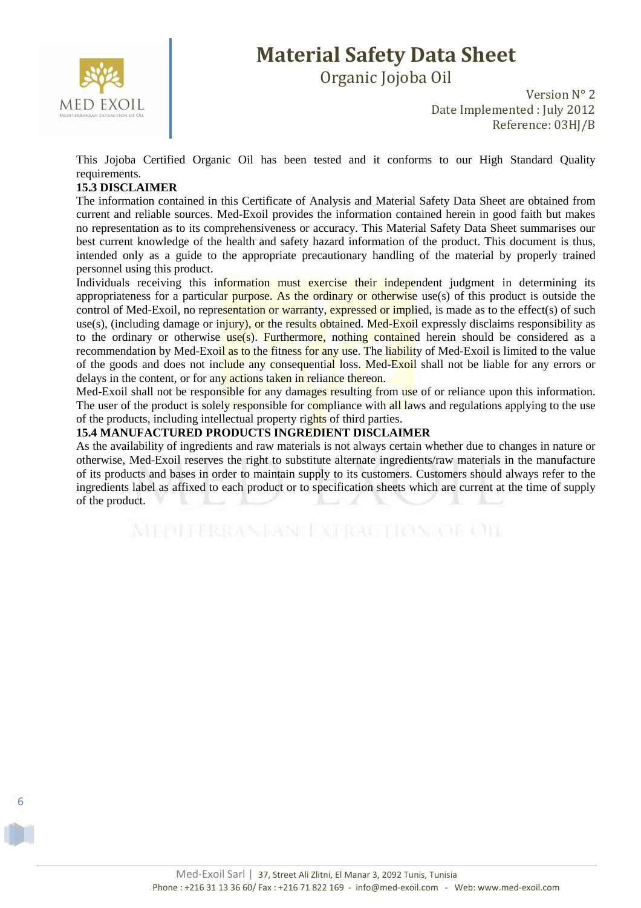This Jojoba Certified Organic Oil has been tested and it conforms to our High Standard Quality requirements.

**15.3 DISCLAIMER**

The information contained in this Certificate of Analysis and Material Safety Data Sheet are obtained from current and reliable sources. Med-Exoil provides the information contained herein in good faith but makes no representation as to its comprehensiveness or accuracy. This Material Safety Data Sheet summarises our best current knowledge of the health and safety hazard information of the product. This document is thus, intended only as a guide to the appropriate precautionary handling of the material by properly trained personnel using this product.

Individuals receiving this information must exercise their independent judgment in determining its appropriateness for a particular purpose. As the ordinary or otherwise use(s) of this product is outside the control of Med-Exoil, no representation or warranty, expressed or implied, is made as to the effect(s) of such use(s), (including damage or injury), or the results obtained. Med-Exoil expressly disclaims responsibility as to the ordinary or otherwise use(s). Furthermore, nothing contained herein should be considered as a recommendation by Med-Exoil as to the fitness for any use. The liability of Med-Exoil is limited to the value of the goods and does not include any consequential loss. Med-Exoil shall not be liable for any errors or delays in the content, or for any actions taken in reliance thereon.

Med-Exoil shall not be responsible for any damages resulting from use of or reliance upon this information. The user of the product is solely responsible for compliance with all laws and regulations applying to the use of the products, including intellectual property rights of third parties.

**15.4 MANUFACTURED PRODUCTS INGREDIENT DISCLAIMER**

As the availability of ingredients and raw materials is not always certain whether due to changes in nature or otherwise, Med-Exoil reserves the right to substitute alternate ingredients/raw materials in the manufacture of its products and bases in order to maintain supply to its customers. Customers should always refer to the ingredients label as affixed to each product or to specification sheets which are current at the time of supply of the product.